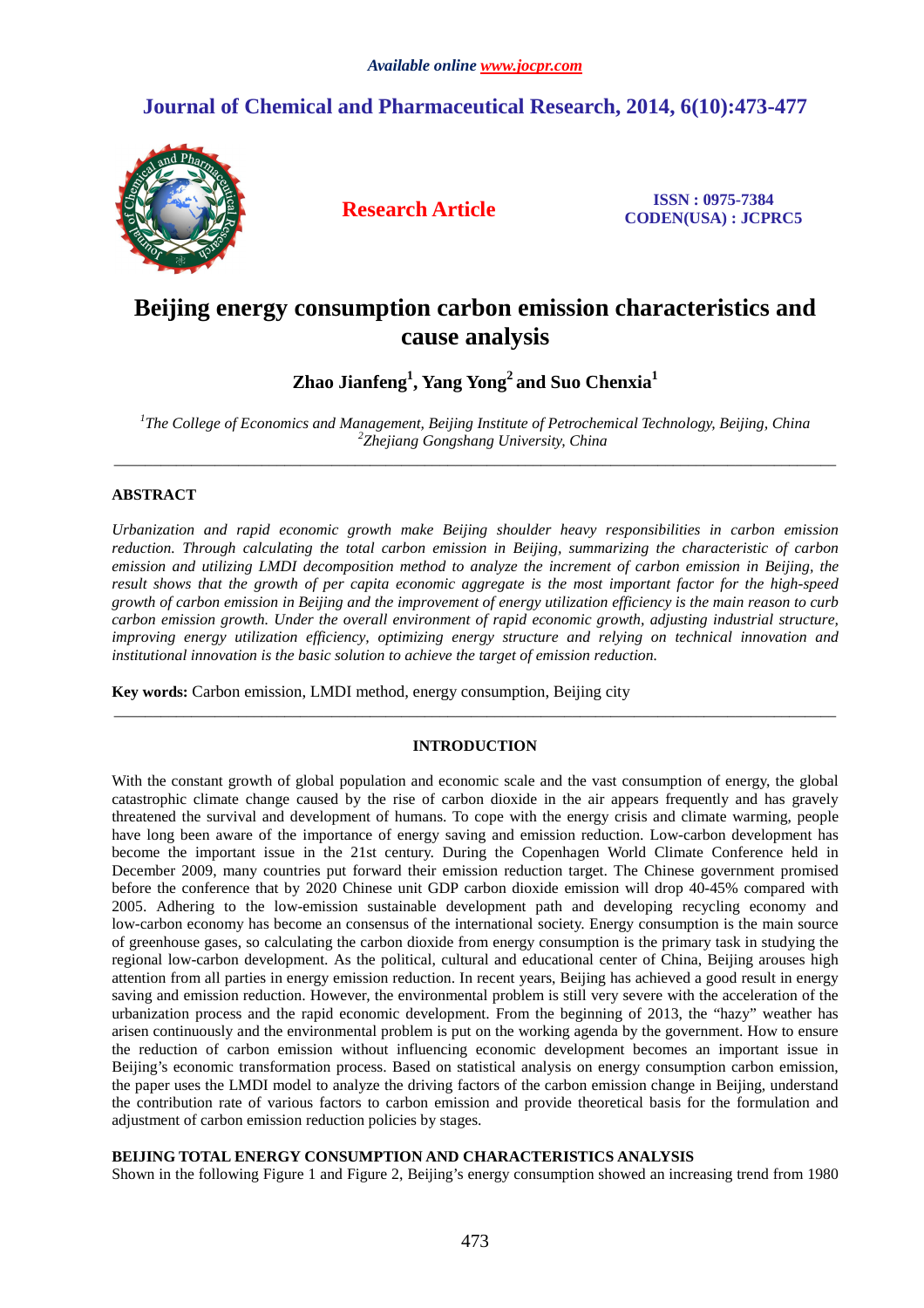*Available online www.jocpr.com*

# Journal of Chemical and Pharmaceutical Research, 2014, 6(10):473-477

**Research Article**

**ISSN : 0975-7384**
**CODEN(USA) : JCPRC5**

# Beijing energy consumption carbon emission characteristics and cause analysis

**Zhao Jianfeng[1], Yang Yong[2] and Suo Chenxia[1]**

*[1]The College of Economics and Management, Beijing Institute of Petrochemical Technology, Beijing, China*
*[2]Zhejiang Gongshang University, China*

---

## ABSTRACT

*Urbanization and rapid economic growth make Beijing shoulder heavy responsibilities in carbon emission reduction. Through calculating the total carbon emission in Beijing, summarizing the characteristic of carbon emission and utilizing LMDI decomposition method to analyze the increment of carbon emission in Beijing, the result shows that the growth of per capita economic aggregate is the most important factor for the high-speed growth of carbon emission in Beijing and the improvement of energy utilization efficiency is the main reason to curb carbon emission growth. Under the overall environment of rapid economic growth, adjusting industrial structure, improving energy utilization efficiency, optimizing energy structure and relying on technical innovation and institutional innovation is the basic solution to achieve the target of emission reduction.*

**Key words:** Carbon emission, LMDI method, energy consumption, Beijing city

---

## INTRODUCTION

With the constant growth of global population and economic scale and the vast consumption of energy, the global catastrophic climate change caused by the rise of carbon dioxide in the air appears frequently and has gravely threatened the survival and development of humans. To cope with the energy crisis and climate warming, people have long been aware of the importance of energy saving and emission reduction. Low-carbon development has become the important issue in the 21st century. During the Copenhagen World Climate Conference held in December 2009, many countries put forward their emission reduction target. The Chinese government promised before the conference that by 2020 Chinese unit GDP carbon dioxide emission will drop 40-45% compared with 2005. Adhering to the low-emission sustainable development path and developing recycling economy and low-carbon economy has become an consensus of the international society. Energy consumption is the main source of greenhouse gases, so calculating the carbon dioxide from energy consumption is the primary task in studying the regional low-carbon development. As the political, cultural and educational center of China, Beijing arouses high attention from all parties in energy emission reduction. In recent years, Beijing has achieved a good result in energy saving and emission reduction. However, the environmental problem is still very severe with the acceleration of the urbanization process and the rapid economic development. From the beginning of 2013, the "hazy" weather has arisen continuously and the environmental problem is put on the working agenda by the government. How to ensure the reduction of carbon emission without influencing economic development becomes an important issue in Beijing's economic transformation process. Based on statistical analysis on energy consumption carbon emission, the paper uses the LMDI model to analyze the driving factors of the carbon emission change in Beijing, understand the contribution rate of various factors to carbon emission and provide theoretical basis for the formulation and adjustment of carbon emission reduction policies by stages.

## BEIJING TOTAL ENERGY CONSUMPTION AND CHARACTERISTICS ANALYSIS

Shown in the following Figure 1 and Figure 2, Beijing's energy consumption showed an increasing trend from 1980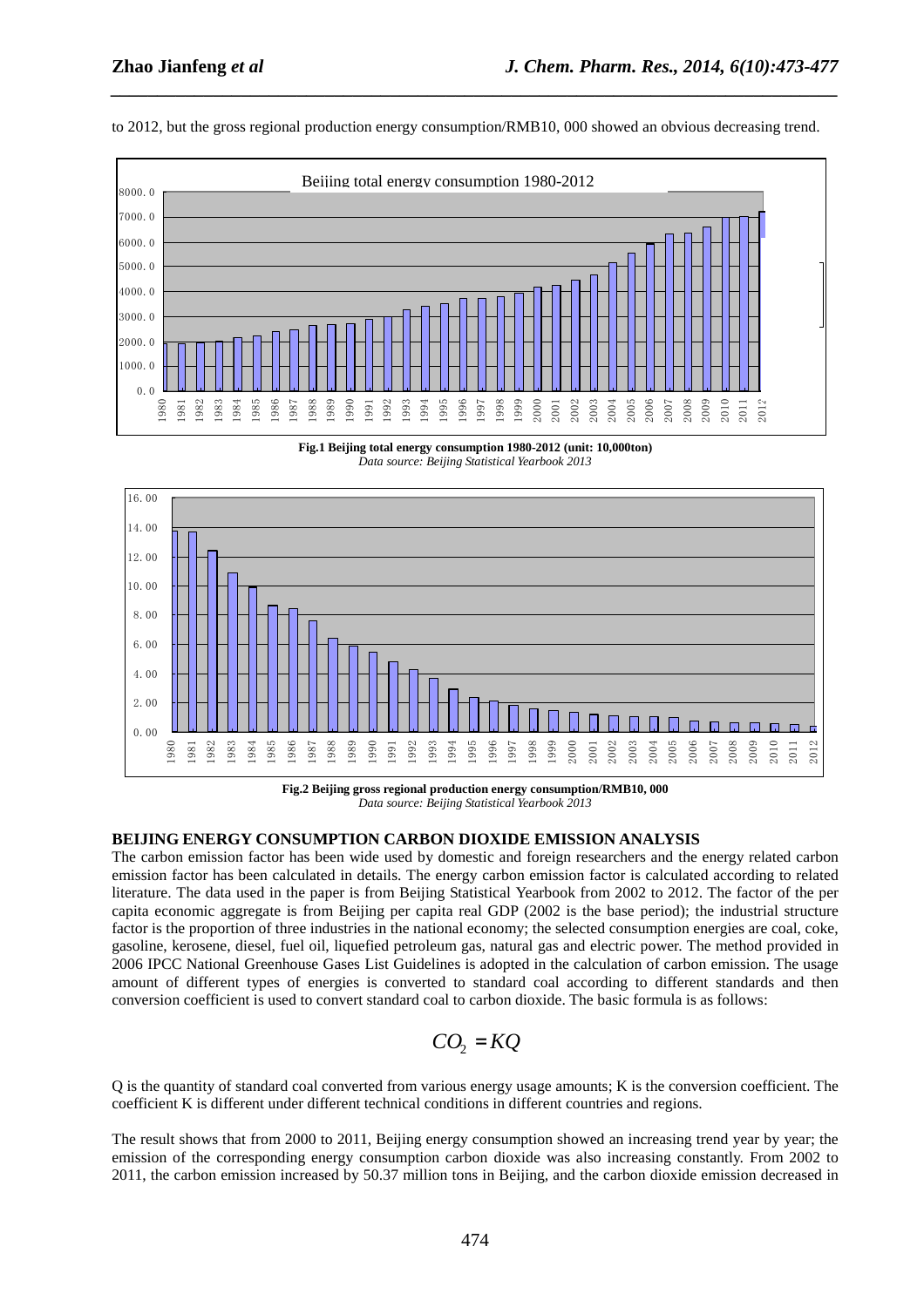to 2012, but the gross regional production energy consumption/RMB10, 000 showed an obvious decreasing trend.

**Fig.1 Beijing total energy consumption 1980-2012 (unit: 10,000ton)**
*Data source: Beijing Statistical Yearbook 2013*

**Fig.2 Beijing gross regional production energy consumption/RMB10, 000**
*Data source: Beijing Statistical Yearbook 2013*

## BEIJING ENERGY CONSUMPTION CARBON DIOXIDE EMISSION ANALYSIS

The carbon emission factor has been wide used by domestic and foreign researchers and the energy related carbon emission factor has been calculated in details. The energy carbon emission factor is calculated according to related literature. The data used in the paper is from Beijing Statistical Yearbook from 2002 to 2012. The factor of the per capita economic aggregate is from Beijing per capita real GDP (2002 is the base period); the industrial structure factor is the proportion of three industries in the national economy; the selected consumption energies are coal, coke, gasoline, kerosene, diesel, fuel oil, liquefied petroleum gas, natural gas and electric power. The method provided in 2006 IPCC National Greenhouse Gases List Guidelines is adopted in the calculation of carbon emission. The usage amount of different types of energies is converted to standard coal according to different standards and then conversion coefficient is used to convert standard coal to carbon dioxide. The basic formula is as follows:

$$CO_2 = KQ$$

Q is the quantity of standard coal converted from various energy usage amounts; K is the conversion coefficient. The coefficient K is different under different technical conditions in different countries and regions.

The result shows that from 2000 to 2011, Beijing energy consumption showed an increasing trend year by year; the emission of the corresponding energy consumption carbon dioxide was also increasing constantly. From 2002 to 2011, the carbon emission increased by 50.37 million tons in Beijing, and the carbon dioxide emission decreased in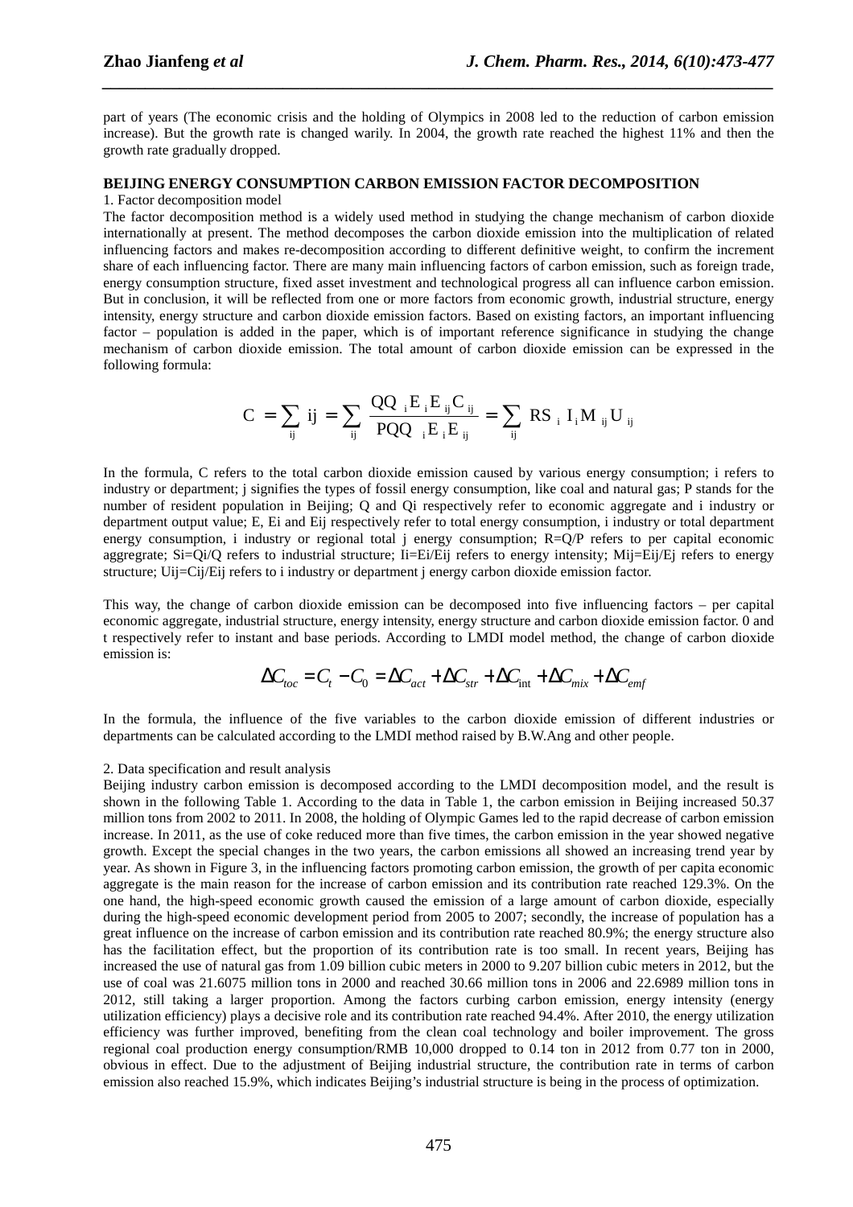part of years (The economic crisis and the holding of Olympics in 2008 led to the reduction of carbon emission increase). But the growth rate is changed warily. In 2004, the growth rate reached the highest 11% and then the growth rate gradually dropped.

**BEIJING ENERGY CONSUMPTION CARBON EMISSION FACTOR DECOMPOSITION**

1. Factor decomposition model

The factor decomposition method is a widely used method in studying the change mechanism of carbon dioxide internationally at present. The method decomposes the carbon dioxide emission into the multiplication of related influencing factors and makes re-decomposition according to different definitive weight, to confirm the increment share of each influencing factor. There are many main influencing factors of carbon emission, such as foreign trade, energy consumption structure, fixed asset investment and technological progress all can influence carbon emission. But in conclusion, it will be reflected from one or more factors from economic growth, industrial structure, energy intensity, energy structure and carbon dioxide emission factors. Based on existing factors, an important influencing factor – population is added in the paper, which is of important reference significance in studying the change mechanism of carbon dioxide emission. The total amount of carbon dioxide emission can be expressed in the following formula:

$$C = \sum_{ij} ij = \sum_{ij} \frac{QQ_i E_i E_{ij} C_{ij}}{PQQ_i E_i E_{ij}} = \sum_{ij} RS_i I_i M_{ij} U_{ij}$$

In the formula, C refers to the total carbon dioxide emission caused by various energy consumption; i refers to industry or department; j signifies the types of fossil energy consumption, like coal and natural gas; P stands for the number of resident population in Beijing; Q and Qi respectively refer to economic aggregate and i industry or department output value; E, Ei and Eij respectively refer to total energy consumption, i industry or total department energy consumption, i industry or regional total j energy consumption; R=Q/P refers to per capital economic aggregrate; Si=Qi/Q refers to industrial structure; Ii=Ei/Eij refers to energy intensity; Mij=Eij/Ej refers to energy structure; Uij=Cij/Eij refers to i industry or department j energy carbon dioxide emission factor.

This way, the change of carbon dioxide emission can be decomposed into five influencing factors – per capital economic aggregate, industrial structure, energy intensity, energy structure and carbon dioxide emission factor. 0 and t respectively refer to instant and base periods. According to LMDI model method, the change of carbon dioxide emission is:

$$\Delta C_{toc} = C_t - C_0 = \Delta C_{act} + \Delta C_{str} + \Delta C_{int} + \Delta C_{mix} + \Delta C_{emf}$$

In the formula, the influence of the five variables to the carbon dioxide emission of different industries or departments can be calculated according to the LMDI method raised by B.W.Ang and other people.

2. Data specification and result analysis

Beijing industry carbon emission is decomposed according to the LMDI decomposition model, and the result is shown in the following Table 1. According to the data in Table 1, the carbon emission in Beijing increased 50.37 million tons from 2002 to 2011. In 2008, the holding of Olympic Games led to the rapid decrease of carbon emission increase. In 2011, as the use of coke reduced more than five times, the carbon emission in the year showed negative growth. Except the special changes in the two years, the carbon emissions all showed an increasing trend year by year. As shown in Figure 3, in the influencing factors promoting carbon emission, the growth of per capita economic aggregate is the main reason for the increase of carbon emission and its contribution rate reached 129.3%. On the one hand, the high-speed economic growth caused the emission of a large amount of carbon dioxide, especially during the high-speed economic development period from 2005 to 2007; secondly, the increase of population has a great influence on the increase of carbon emission and its contribution rate reached 80.9%; the energy structure also has the facilitation effect, but the proportion of its contribution rate is too small. In recent years, Beijing has increased the use of natural gas from 1.09 billion cubic meters in 2000 to 9.207 billion cubic meters in 2012, but the use of coal was 21.6075 million tons in 2000 and reached 30.66 million tons in 2006 and 22.6989 million tons in 2012, still taking a larger proportion. Among the factors curbing carbon emission, energy intensity (energy utilization efficiency) plays a decisive role and its contribution rate reached 94.4%. After 2010, the energy utilization efficiency was further improved, benefiting from the clean coal technology and boiler improvement. The gross regional coal production energy consumption/RMB 10,000 dropped to 0.14 ton in 2012 from 0.77 ton in 2000, obvious in effect. Due to the adjustment of Beijing industrial structure, the contribution rate in terms of carbon emission also reached 15.9%, which indicates Beijing's industrial structure is being in the process of optimization.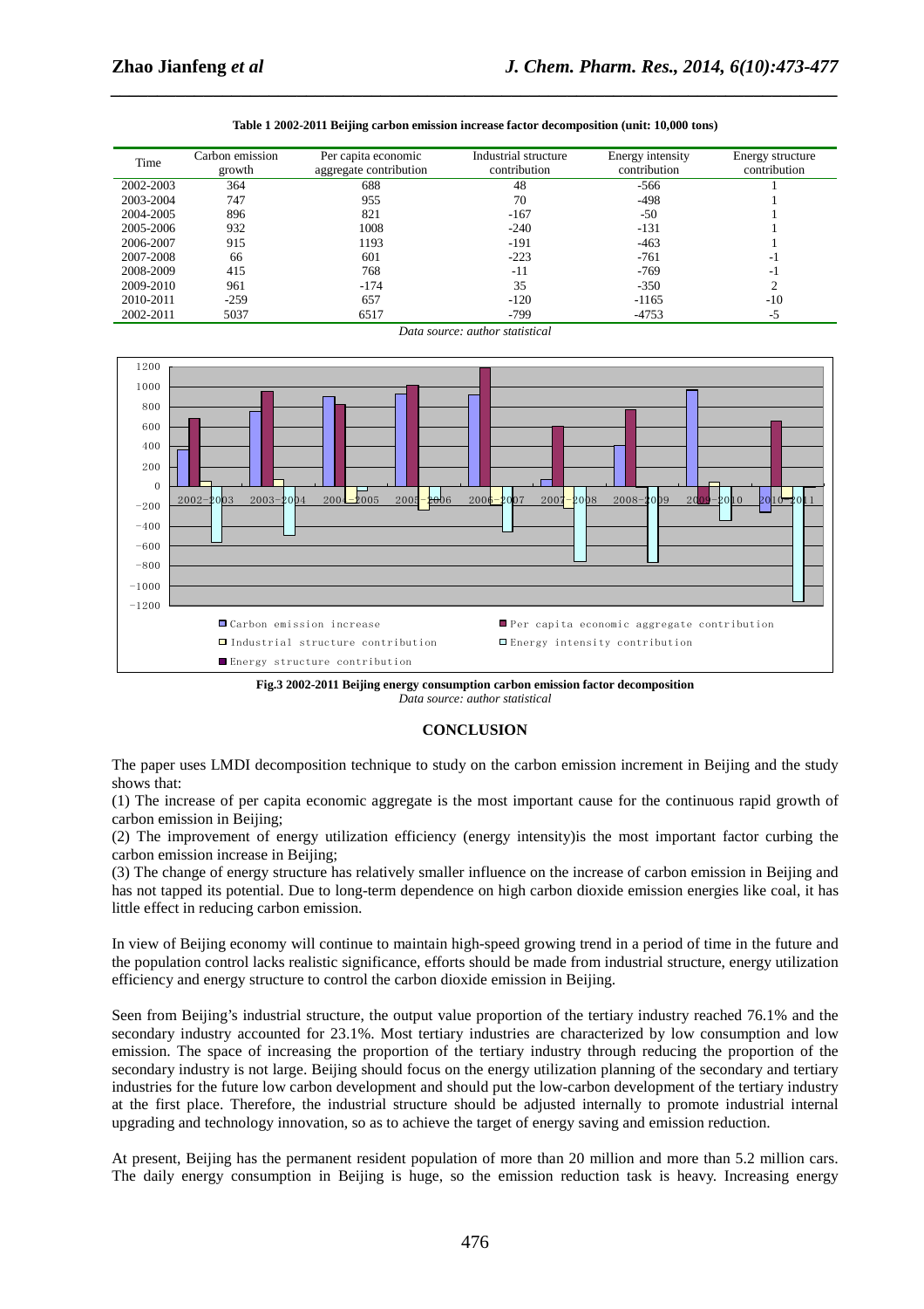**Table 1 2002-2011 Beijing carbon emission increase factor decomposition (unit: 10,000 tons)**

| Time | Carbon emission growth | Per capita economic aggregate contribution | Industrial structure contribution | Energy intensity contribution | Energy structure contribution |
|---|---|---|---|---|---|
| 2002-2003 | 364 | 688 | 48 | -566 | 1 |
| 2003-2004 | 747 | 955 | 70 | -498 | 1 |
| 2004-2005 | 896 | 821 | -167 | -50 | 1 |
| 2005-2006 | 932 | 1008 | -240 | -131 | 1 |
| 2006-2007 | 915 | 1193 | -191 | -463 | 1 |
| 2007-2008 | 66 | 601 | -223 | -761 | -1 |
| 2008-2009 | 415 | 768 | -11 | -769 | -1 |
| 2009-2010 | 961 | -174 | 35 | -350 | 2 |
| 2010-2011 | -259 | 657 | -120 | -1165 | -10 |
| 2002-2011 | 5037 | 6517 | -799 | -4753 | -5 |

*Data source: author statistical*

**Fig.3 2002-2011 Beijing energy consumption carbon emission factor decomposition**

*Data source: author statistical*

## CONCLUSION

The paper uses LMDI decomposition technique to study on the carbon emission increment in Beijing and the study shows that:

(1) The increase of per capita economic aggregate is the most important cause for the continuous rapid growth of carbon emission in Beijing;

(2) The improvement of energy utilization efficiency (energy intensity)is the most important factor curbing the carbon emission increase in Beijing;

(3) The change of energy structure has relatively smaller influence on the increase of carbon emission in Beijing and has not tapped its potential. Due to long-term dependence on high carbon dioxide emission energies like coal, it has little effect in reducing carbon emission.

In view of Beijing economy will continue to maintain high-speed growing trend in a period of time in the future and the population control lacks realistic significance, efforts should be made from industrial structure, energy utilization efficiency and energy structure to control the carbon dioxide emission in Beijing.

Seen from Beijing's industrial structure, the output value proportion of the tertiary industry reached 76.1% and the secondary industry accounted for 23.1%. Most tertiary industries are characterized by low consumption and low emission. The space of increasing the proportion of the tertiary industry through reducing the proportion of the secondary industry is not large. Beijing should focus on the energy utilization planning of the secondary and tertiary industries for the future low carbon development and should put the low-carbon development of the tertiary industry at the first place. Therefore, the industrial structure should be adjusted internally to promote industrial internal upgrading and technology innovation, so as to achieve the target of energy saving and emission reduction.

At present, Beijing has the permanent resident population of more than 20 million and more than 5.2 million cars. The daily energy consumption in Beijing is huge, so the emission reduction task is heavy. Increasing energy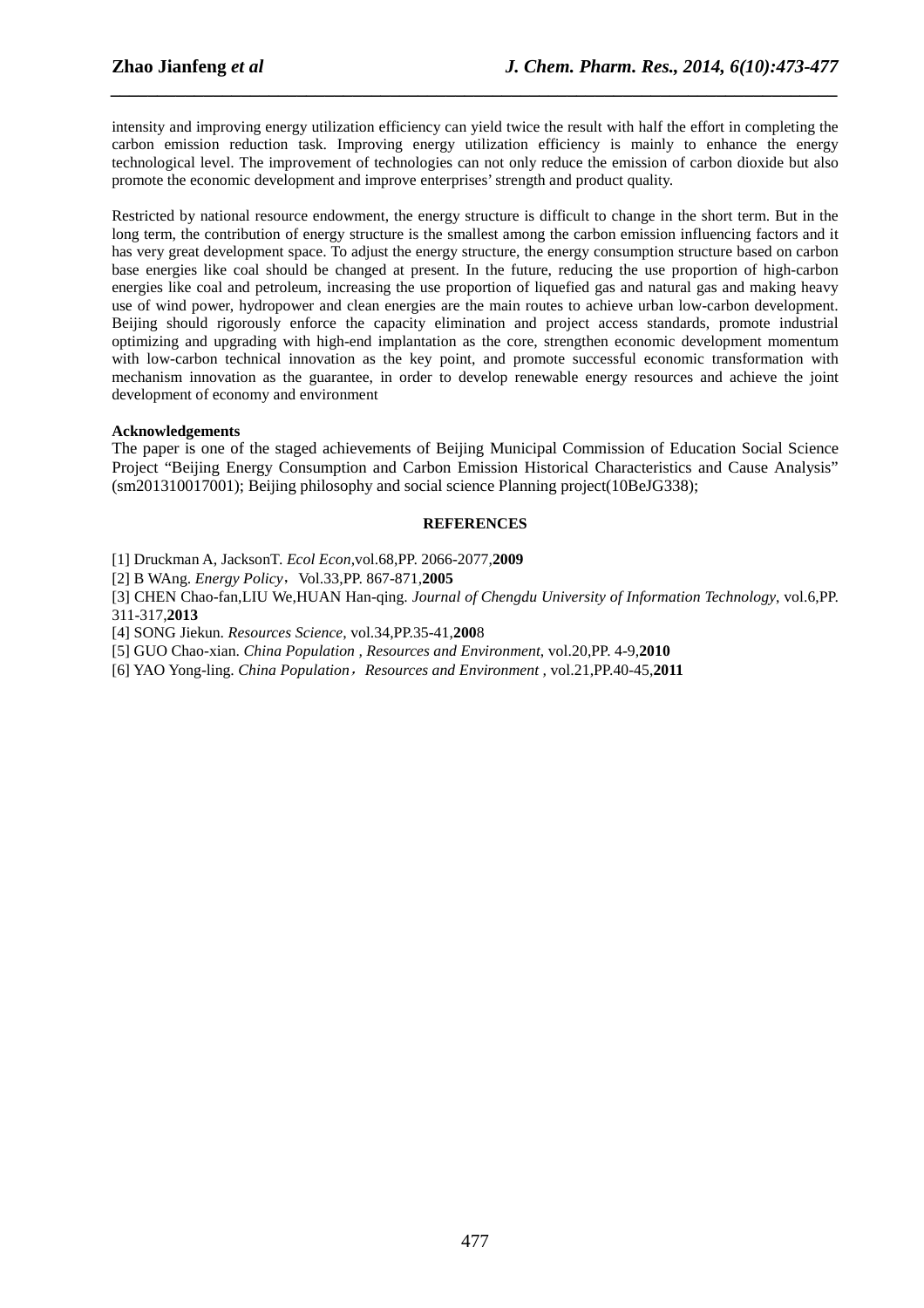intensity and improving energy utilization efficiency can yield twice the result with half the effort in completing the carbon emission reduction task. Improving energy utilization efficiency is mainly to enhance the energy technological level. The improvement of technologies can not only reduce the emission of carbon dioxide but also promote the economic development and improve enterprises' strength and product quality.

Restricted by national resource endowment, the energy structure is difficult to change in the short term. But in the long term, the contribution of energy structure is the smallest among the carbon emission influencing factors and it has very great development space. To adjust the energy structure, the energy consumption structure based on carbon base energies like coal should be changed at present. In the future, reducing the use proportion of high-carbon energies like coal and petroleum, increasing the use proportion of liquefied gas and natural gas and making heavy use of wind power, hydropower and clean energies are the main routes to achieve urban low-carbon development. Beijing should rigorously enforce the capacity elimination and project access standards, promote industrial optimizing and upgrading with high-end implantation as the core, strengthen economic development momentum with low-carbon technical innovation as the key point, and promote successful economic transformation with mechanism innovation as the guarantee, in order to develop renewable energy resources and achieve the joint development of economy and environment

**Acknowledgements**

The paper is one of the staged achievements of Beijing Municipal Commission of Education Social Science Project "Beijing Energy Consumption and Carbon Emission Historical Characteristics and Cause Analysis" (sm201310017001); Beijing philosophy and social science Planning project(10BeJG338);

## REFERENCES

[1] Druckman A, JacksonT. *Ecol Econ*,vol.68,PP. 2066-2077,**2009**

[2] B WAng. *Energy Policy*，Vol.33,PP. 867-871,**2005**

[3] CHEN Chao-fan,LIU We,HUAN Han-qing. *Journal of Chengdu University of Information Technology*, vol.6,PP. 311-317,**2013**

[4] SONG Jiekun. *Resources Science*, vol.34,PP.35-41,**200**8

[5] GUO Chao-xian. *China Population , Resources and Environment*, vol.20,PP. 4-9,**2010**

[6] YAO Yong-ling. *China Population，Resources and Environment* , vol.21,PP.40-45,**2011**